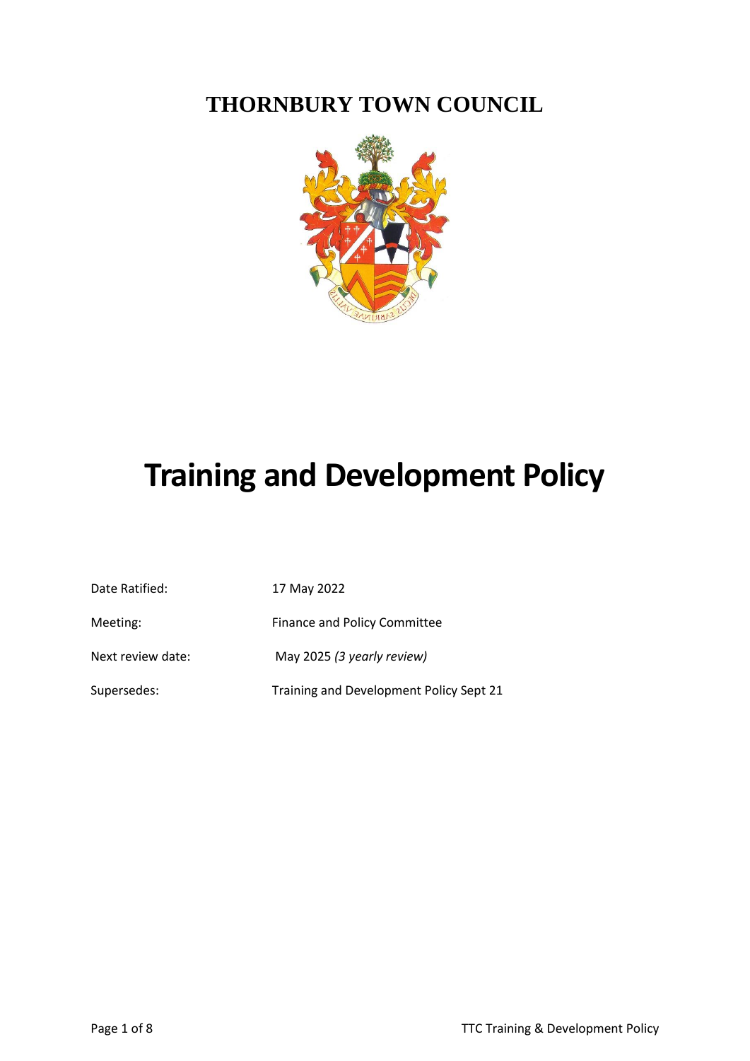# THORNBURY TOWN COUNCIL

# Training and Development Policy

| | |
|---|---|
| Date Ratified: | 17 May 2022 |
| Meeting: | Finance and Policy Committee |
| Next review date: | May 2025 *(3 yearly review)* |
| Supersedes: | Training and Development Policy Sept 21 |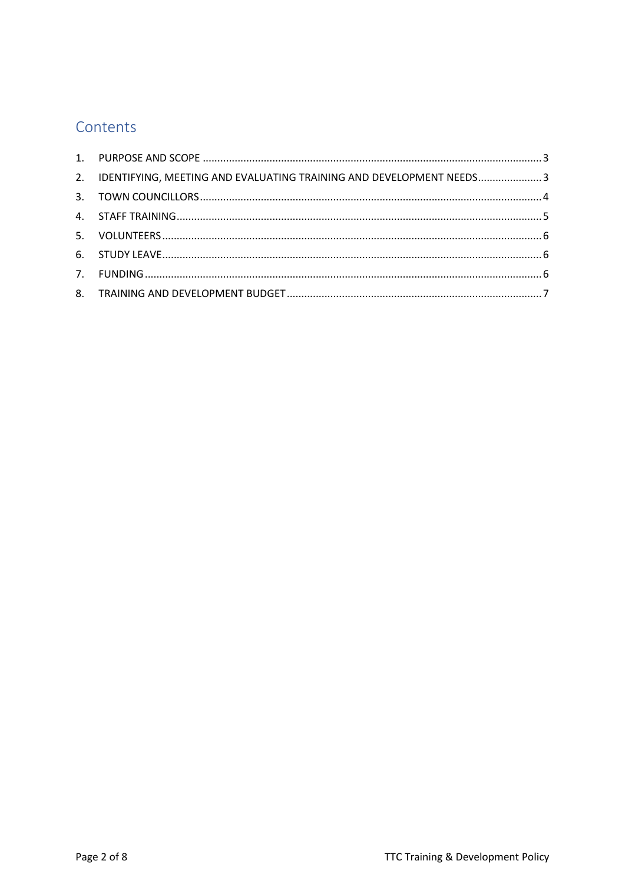## Contents

1. PURPOSE AND SCOPE .......... 3
2. IDENTIFYING, MEETING AND EVALUATING TRAINING AND DEVELOPMENT NEEDS .......... 3
3. TOWN COUNCILLORS .......... 4
4. STAFF TRAINING .......... 5
5. VOLUNTEERS .......... 6
6. STUDY LEAVE .......... 6
7. FUNDING .......... 6
8. TRAINING AND DEVELOPMENT BUDGET .......... 7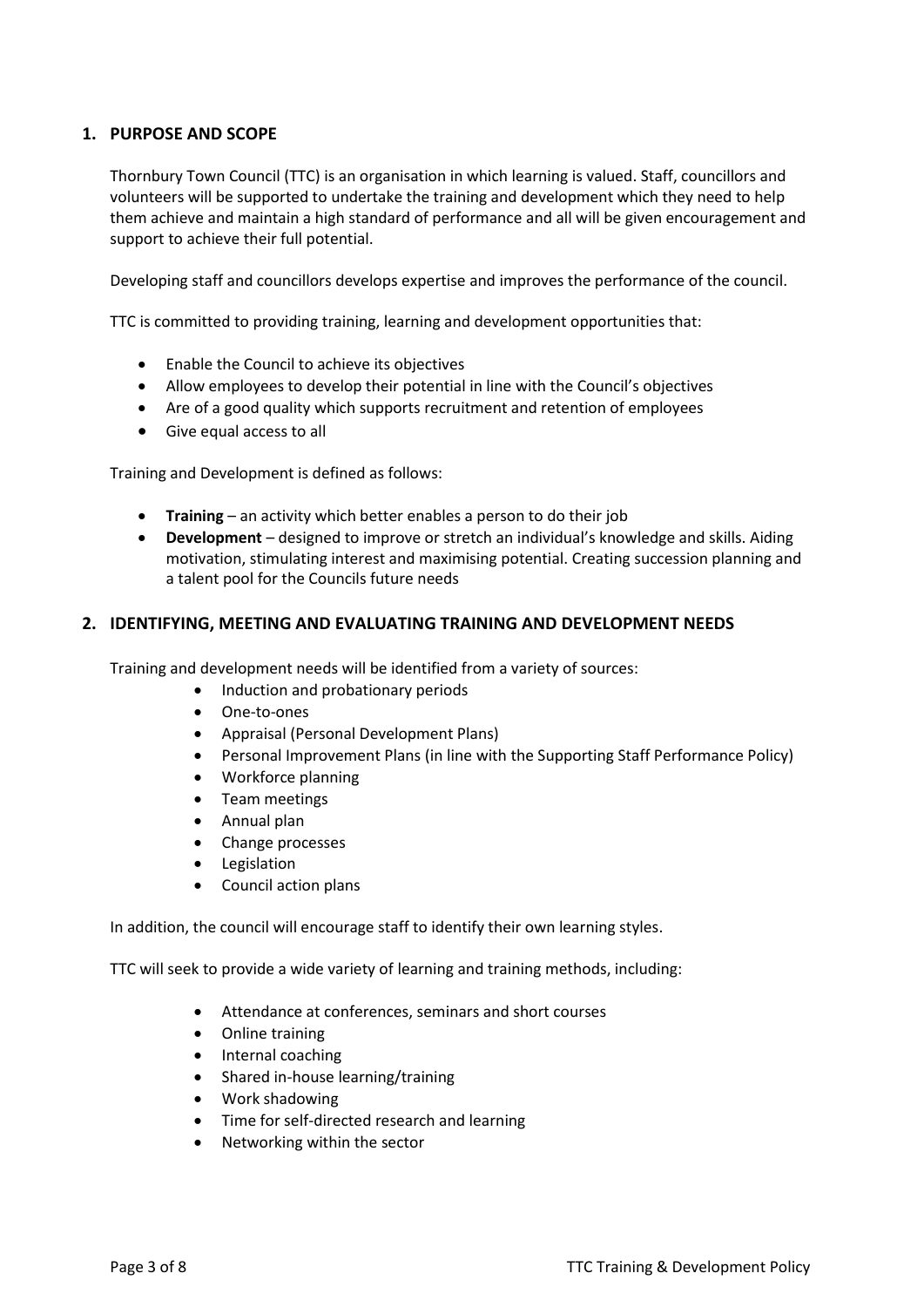## 1. PURPOSE AND SCOPE

Thornbury Town Council (TTC) is an organisation in which learning is valued. Staff, councillors and volunteers will be supported to undertake the training and development which they need to help them achieve and maintain a high standard of performance and all will be given encouragement and support to achieve their full potential.

Developing staff and councillors develops expertise and improves the performance of the council.

TTC is committed to providing training, learning and development opportunities that:

- Enable the Council to achieve its objectives
- Allow employees to develop their potential in line with the Council's objectives
- Are of a good quality which supports recruitment and retention of employees
- Give equal access to all

Training and Development is defined as follows:

- **Training** – an activity which better enables a person to do their job
- **Development** – designed to improve or stretch an individual's knowledge and skills. Aiding motivation, stimulating interest and maximising potential. Creating succession planning and a talent pool for the Councils future needs

## 2. IDENTIFYING, MEETING AND EVALUATING TRAINING AND DEVELOPMENT NEEDS

Training and development needs will be identified from a variety of sources:

- Induction and probationary periods
- One-to-ones
- Appraisal (Personal Development Plans)
- Personal Improvement Plans (in line with the Supporting Staff Performance Policy)
- Workforce planning
- Team meetings
- Annual plan
- Change processes
- Legislation
- Council action plans

In addition, the council will encourage staff to identify their own learning styles.

TTC will seek to provide a wide variety of learning and training methods, including:

- Attendance at conferences, seminars and short courses
- Online training
- Internal coaching
- Shared in-house learning/training
- Work shadowing
- Time for self-directed research and learning
- Networking within the sector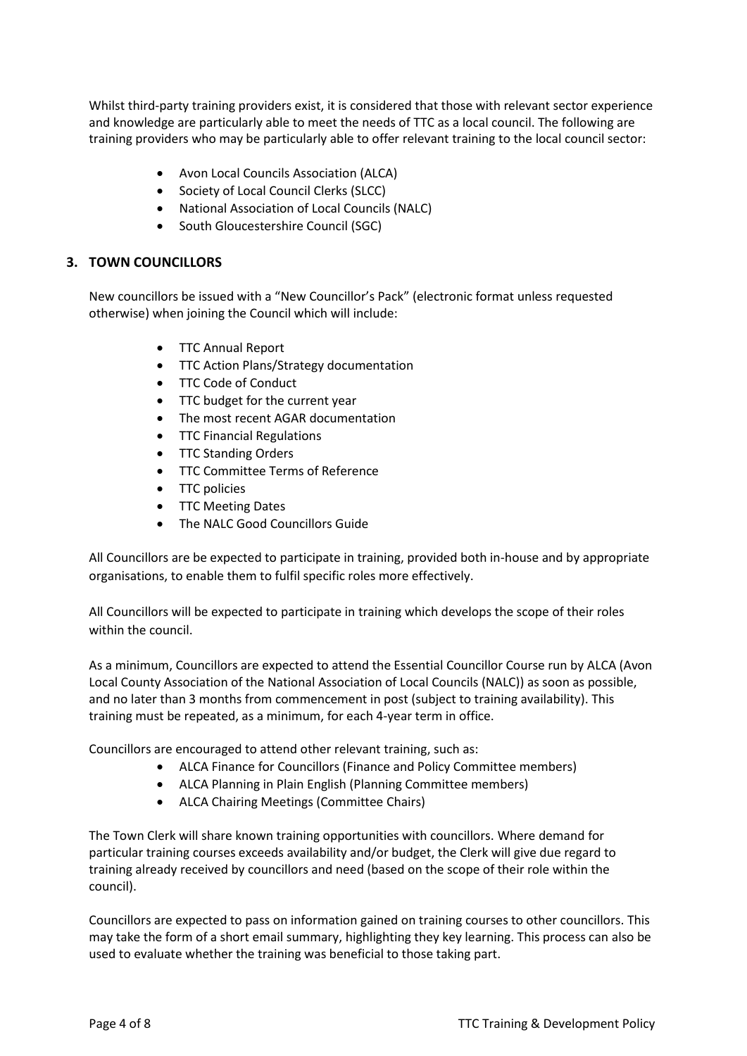Whilst third-party training providers exist, it is considered that those with relevant sector experience and knowledge are particularly able to meet the needs of TTC as a local council. The following are training providers who may be particularly able to offer relevant training to the local council sector:

- Avon Local Councils Association (ALCA)
- Society of Local Council Clerks (SLCC)
- National Association of Local Councils (NALC)
- South Gloucestershire Council (SGC)

## 3. TOWN COUNCILLORS

New councillors be issued with a "New Councillor's Pack" (electronic format unless requested otherwise) when joining the Council which will include:

- TTC Annual Report
- TTC Action Plans/Strategy documentation
- TTC Code of Conduct
- TTC budget for the current year
- The most recent AGAR documentation
- TTC Financial Regulations
- TTC Standing Orders
- TTC Committee Terms of Reference
- TTC policies
- TTC Meeting Dates
- The NALC Good Councillors Guide

All Councillors are be expected to participate in training, provided both in-house and by appropriate organisations, to enable them to fulfil specific roles more effectively.

All Councillors will be expected to participate in training which develops the scope of their roles within the council.

As a minimum, Councillors are expected to attend the Essential Councillor Course run by ALCA (Avon Local County Association of the National Association of Local Councils (NALC)) as soon as possible, and no later than 3 months from commencement in post (subject to training availability). This training must be repeated, as a minimum, for each 4-year term in office.

Councillors are encouraged to attend other relevant training, such as:

- ALCA Finance for Councillors (Finance and Policy Committee members)
- ALCA Planning in Plain English (Planning Committee members)
- ALCA Chairing Meetings (Committee Chairs)

The Town Clerk will share known training opportunities with councillors. Where demand for particular training courses exceeds availability and/or budget, the Clerk will give due regard to training already received by councillors and need (based on the scope of their role within the council).

Councillors are expected to pass on information gained on training courses to other councillors. This may take the form of a short email summary, highlighting they key learning. This process can also be used to evaluate whether the training was beneficial to those taking part.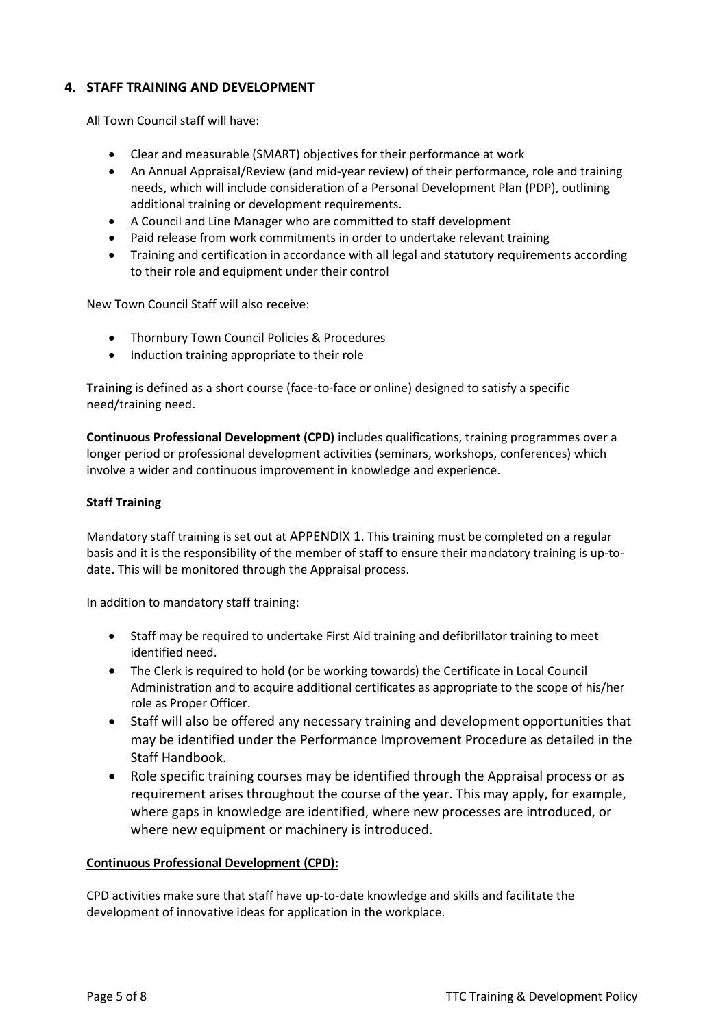## 4. STAFF TRAINING AND DEVELOPMENT

All Town Council staff will have:

- Clear and measurable (SMART) objectives for their performance at work
- An Annual Appraisal/Review (and mid-year review) of their performance, role and training needs, which will include consideration of a Personal Development Plan (PDP), outlining additional training or development requirements.
- A Council and Line Manager who are committed to staff development
- Paid release from work commitments in order to undertake relevant training
- Training and certification in accordance with all legal and statutory requirements according to their role and equipment under their control

New Town Council Staff will also receive:

- Thornbury Town Council Policies & Procedures
- Induction training appropriate to their role

**Training** is defined as a short course (face-to-face or online) designed to satisfy a specific need/training need.

**Continuous Professional Development (CPD)** includes qualifications, training programmes over a longer period or professional development activities (seminars, workshops, conferences) which involve a wider and continuous improvement in knowledge and experience.

**Staff Training**

Mandatory staff training is set out at APPENDIX 1. This training must be completed on a regular basis and it is the responsibility of the member of staff to ensure their mandatory training is up-to-date. This will be monitored through the Appraisal process.

In addition to mandatory staff training:

- Staff may be required to undertake First Aid training and defibrillator training to meet identified need.
- The Clerk is required to hold (or be working towards) the Certificate in Local Council Administration and to acquire additional certificates as appropriate to the scope of his/her role as Proper Officer.
- Staff will also be offered any necessary training and development opportunities that may be identified under the Performance Improvement Procedure as detailed in the Staff Handbook.
- Role specific training courses may be identified through the Appraisal process or as requirement arises throughout the course of the year. This may apply, for example, where gaps in knowledge are identified, where new processes are introduced, or where new equipment or machinery is introduced.

**Continuous Professional Development (CPD):**

CPD activities make sure that staff have up-to-date knowledge and skills and facilitate the development of innovative ideas for application in the workplace.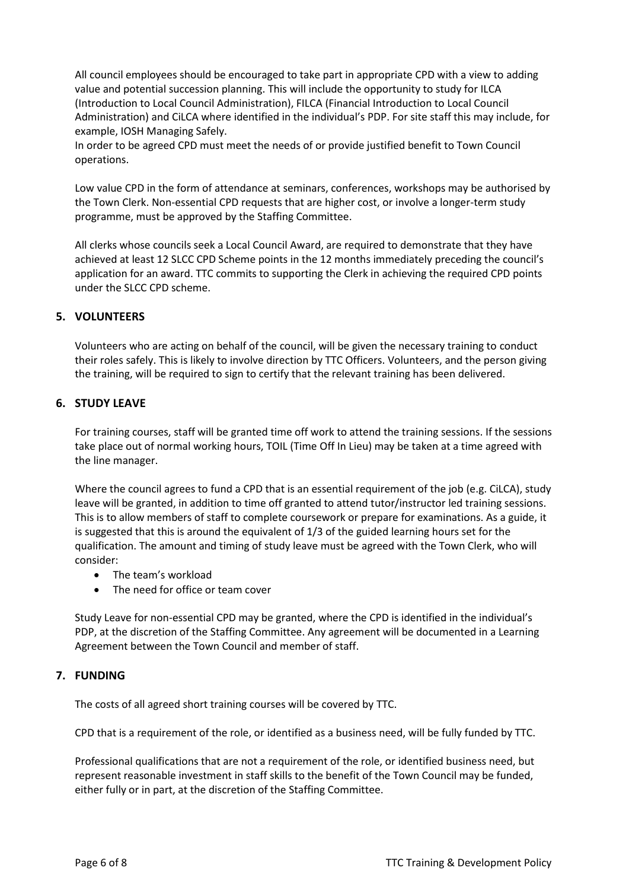All council employees should be encouraged to take part in appropriate CPD with a view to adding value and potential succession planning. This will include the opportunity to study for ILCA (Introduction to Local Council Administration), FILCA (Financial Introduction to Local Council Administration) and CiLCA where identified in the individual's PDP. For site staff this may include, for example, IOSH Managing Safely.
In order to be agreed CPD must meet the needs of or provide justified benefit to Town Council operations.

Low value CPD in the form of attendance at seminars, conferences, workshops may be authorised by the Town Clerk. Non-essential CPD requests that are higher cost, or involve a longer-term study programme, must be approved by the Staffing Committee.

All clerks whose councils seek a Local Council Award, are required to demonstrate that they have achieved at least 12 SLCC CPD Scheme points in the 12 months immediately preceding the council's application for an award. TTC commits to supporting the Clerk in achieving the required CPD points under the SLCC CPD scheme.

## 5. VOLUNTEERS

Volunteers who are acting on behalf of the council, will be given the necessary training to conduct their roles safely. This is likely to involve direction by TTC Officers. Volunteers, and the person giving the training, will be required to sign to certify that the relevant training has been delivered.

## 6. STUDY LEAVE

For training courses, staff will be granted time off work to attend the training sessions. If the sessions take place out of normal working hours, TOIL (Time Off In Lieu) may be taken at a time agreed with the line manager.

Where the council agrees to fund a CPD that is an essential requirement of the job (e.g. CiLCA), study leave will be granted, in addition to time off granted to attend tutor/instructor led training sessions. This is to allow members of staff to complete coursework or prepare for examinations. As a guide, it is suggested that this is around the equivalent of 1/3 of the guided learning hours set for the qualification. The amount and timing of study leave must be agreed with the Town Clerk, who will consider:

- The team's workload
- The need for office or team cover

Study Leave for non-essential CPD may be granted, where the CPD is identified in the individual's PDP, at the discretion of the Staffing Committee. Any agreement will be documented in a Learning Agreement between the Town Council and member of staff.

## 7. FUNDING

The costs of all agreed short training courses will be covered by TTC.

CPD that is a requirement of the role, or identified as a business need, will be fully funded by TTC.

Professional qualifications that are not a requirement of the role, or identified business need, but represent reasonable investment in staff skills to the benefit of the Town Council may be funded, either fully or in part, at the discretion of the Staffing Committee.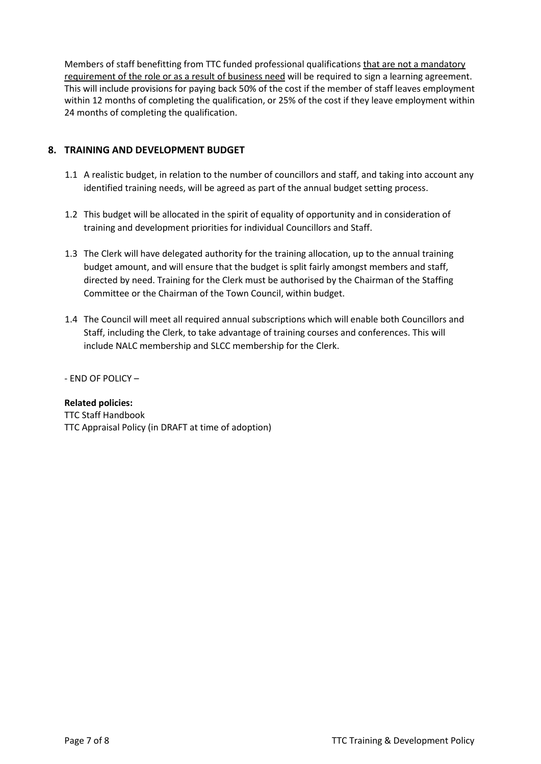Members of staff benefitting from TTC funded professional qualifications <u>that are not a mandatory requirement of the role or as a result of business need</u> will be required to sign a learning agreement. This will include provisions for paying back 50% of the cost if the member of staff leaves employment within 12 months of completing the qualification, or 25% of the cost if they leave employment within 24 months of completing the qualification.

## 8. TRAINING AND DEVELOPMENT BUDGET

1.1 A realistic budget, in relation to the number of councillors and staff, and taking into account any identified training needs, will be agreed as part of the annual budget setting process.

1.2 This budget will be allocated in the spirit of equality of opportunity and in consideration of training and development priorities for individual Councillors and Staff.

1.3 The Clerk will have delegated authority for the training allocation, up to the annual training budget amount, and will ensure that the budget is split fairly amongst members and staff, directed by need. Training for the Clerk must be authorised by the Chairman of the Staffing Committee or the Chairman of the Town Council, within budget.

1.4 The Council will meet all required annual subscriptions which will enable both Councillors and Staff, including the Clerk, to take advantage of training courses and conferences. This will include NALC membership and SLCC membership for the Clerk.

- END OF POLICY –

**Related policies:**
TTC Staff Handbook
TTC Appraisal Policy (in DRAFT at time of adoption)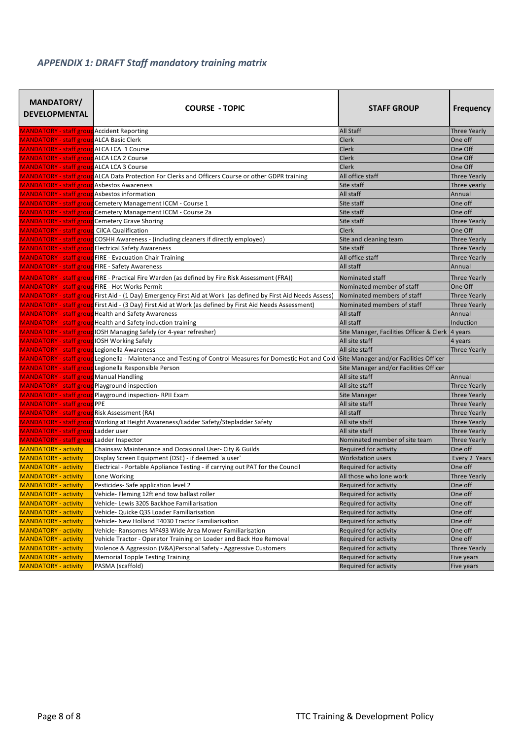## *APPENDIX 1: DRAFT Staff mandatory training matrix*

| MANDATORY/ DEVELOPMENTAL | COURSE - TOPIC | STAFF GROUP | Frequency |
|---|---|---|---|
| MANDATORY - staff group | Accident Reporting | All Staff | Three Yearly |
| MANDATORY - staff group | ALCA Basic Clerk | Clerk | One off |
| MANDATORY - staff group | ALCA LCA 1 Course | Clerk | One Off |
| MANDATORY - staff group | ALCA LCA 2 Course | Clerk | One Off |
| MANDATORY - staff group | ALCA LCA 3 Course | Clerk | One Off |
| MANDATORY - staff group | ALCA Data Protection For Clerks and Officers Course or other GDPR training | All office staff | Three Yearly |
| MANDATORY - staff group | Asbestos Awareness | Site staff | Three yearly |
| MANDATORY - staff group | Asbestos information | All staff | Annual |
| MANDATORY - staff group | Cemetery Management ICCM - Course 1 | Site staff | One off |
| MANDATORY - staff group | Cemetery Management ICCM - Course 2a | Site staff | One off |
| MANDATORY - staff group | Cemetery Grave Shoring | Site staff | Three Yearly |
| MANDATORY - staff group | CiLCA Qualification | Clerk | One Off |
| MANDATORY - staff group | COSHH Awareness - (including cleaners if directly employed) | Site and cleaning team | Three Yearly |
| MANDATORY - staff group | Electrical Safety Awareness | Site staff | Three Yearly |
| MANDATORY - staff group | FIRE - Evacuation Chair Training | All office staff | Three Yearly |
| MANDATORY - staff group | FIRE - Safety Awareness | All staff | Annual |
| MANDATORY - staff group | FIRE - Practical Fire Warden (as defined by Fire Risk Assessment (FRA)) | Nominated staff | Three Yearly |
| MANDATORY - staff group | FIRE - Hot Works Permit | Nominated member of staff | One Off |
| MANDATORY - staff group | First Aid - (1 Day) Emergency First Aid at Work (as defined by First Aid Needs Assess) | Nominated members of staff | Three Yearly |
| MANDATORY - staff group | First Aid - (3 Day) First Aid at Work (as defined by First Aid Needs Assessment) | Nominated members of staff | Three Yearly |
| MANDATORY - staff group | Health and Safety Awareness | All staff | Annual |
| MANDATORY - staff group | Health and Safety induction training | All staff | Induction |
| MANDATORY - staff group | IOSH Managing Safely (or 4-year refresher) | Site Manager, Facilities Officer & Clerk | 4 years |
| MANDATORY - staff group | IOSH Working Safely | All site staff | 4 years |
| MANDATORY - staff group | Legionella Awareness | All site staff | Three Yearly |
| MANDATORY - staff group | Legionella - Maintenance and Testing of Control Measures for Domestic Hot and Cold W | Site Manager and/or Facilities Officer | |
| MANDATORY - staff group | Legionella Responsible Person | Site Manager and/or Facilities Officer | |
| MANDATORY - staff group | Manual Handling | All site staff | Annual |
| MANDATORY - staff group | Playground inspection | All site staff | Three Yearly |
| MANDATORY - staff group | Playground inspection- RPII Exam | Site Manager | Three Yearly |
| MANDATORY - staff group | PPE | All site staff | Three Yearly |
| MANDATORY - staff group | Risk Assessment (RA) | All staff | Three Yearly |
| MANDATORY - staff group | Working at Height Awareness/Ladder Safety/Stepladder Safety | All site staff | Three Yearly |
| MANDATORY - staff group | Ladder user | All site staff | Three Yearly |
| MANDATORY - staff group | Ladder Inspector | Nominated member of site team | Three Yearly |
| MANDATORY - activity | Chainsaw Maintenance and Occasional User- City & Guilds | Required for activity | One off |
| MANDATORY - activity | Display Screen Equipment (DSE) - if deemed 'a user' | Workstation users | Every 2 Years |
| MANDATORY - activity | Electrical - Portable Appliance Testing - if carrying out PAT for the Council | Required for activity | One off |
| MANDATORY - activity | Lone Working | All those who lone work | Three Yearly |
| MANDATORY - activity | Pesticides- Safe application level 2 | Required for activity | One off |
| MANDATORY - activity | Vehicle- Fleming 12ft end tow ballast roller | Required for activity | One off |
| MANDATORY - activity | Vehicle- Lewis 320S Backhoe Familiarisation | Required for activity | One off |
| MANDATORY - activity | Vehicle- Quicke Q3S Loader Familiarisation | Required for activity | One off |
| MANDATORY - activity | Vehicle- New Holland T4030 Tractor Familiarisation | Required for activity | One off |
| MANDATORY - activity | Vehicle- Ransomes MP493 Wide Area Mower Familiarisation | Required for activity | One off |
| MANDATORY - activity | Vehicle Tractor - Operator Training on Loader and Back Hoe Removal | Required for activity | One off |
| MANDATORY - activity | Violence & Aggression (V&A)Personal Safety - Aggressive Customers | Required for activity | Three Yearly |
| MANDATORY - activity | Memorial Topple Testing Training | Required for activity | Five years |
| MANDATORY - activity | PASMA (scaffold) | Required for activity | Five years |